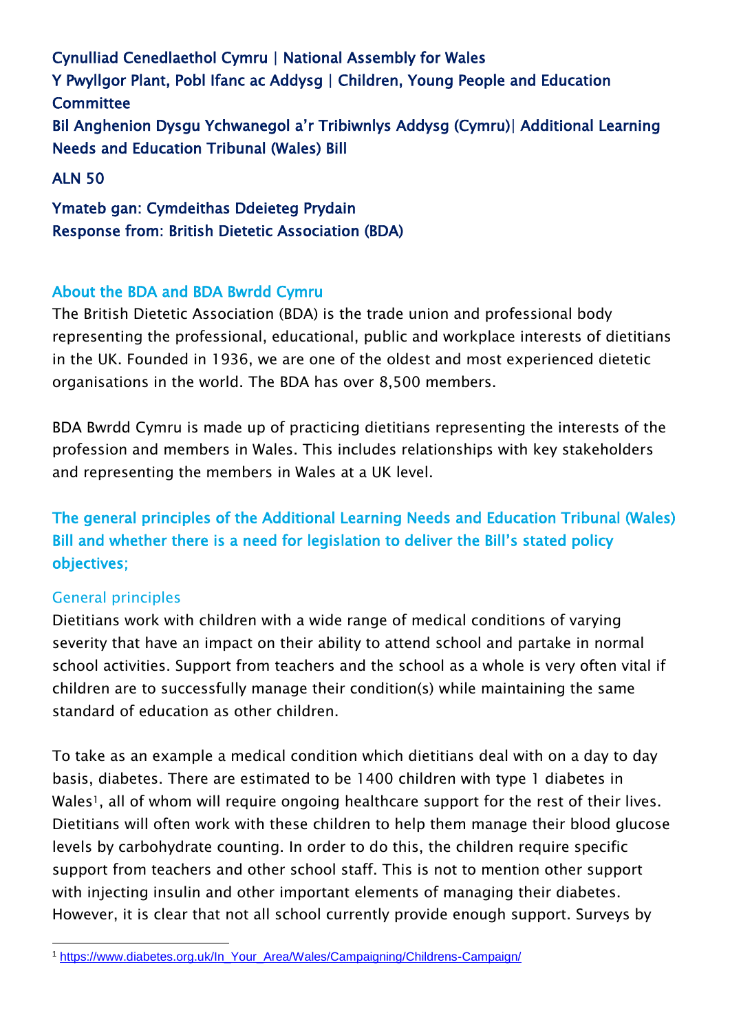**Cynulliad Cenedlaethol Cymru | National Assembly for Wales**
**Y Pwyllgor Plant, Pobl Ifanc ac Addysg | Children, Young People and Education Committee**
**Bil Anghenion Dysgu Ychwanegol a'r Tribiwnlys Addysg (Cymru)| Additional Learning Needs and Education Tribunal (Wales) Bill**

**ALN 50**

**Ymateb gan: Cymdeithas Ddeieteg Prydain**
**Response from: British Dietetic Association (BDA)**

## About the BDA and BDA Bwrdd Cymru

The British Dietetic Association (BDA) is the trade union and professional body representing the professional, educational, public and workplace interests of dietitians in the UK. Founded in 1936, we are one of the oldest and most experienced dietetic organisations in the world. The BDA has over 8,500 members.

BDA Bwrdd Cymru is made up of practicing dietitians representing the interests of the profession and members in Wales. This includes relationships with key stakeholders and representing the members in Wales at a UK level.

## The general principles of the Additional Learning Needs and Education Tribunal (Wales) Bill and whether there is a need for legislation to deliver the Bill's stated policy objectives;

### General principles

Dietitians work with children with a wide range of medical conditions of varying severity that have an impact on their ability to attend school and partake in normal school activities. Support from teachers and the school as a whole is very often vital if children are to successfully manage their condition(s) while maintaining the same standard of education as other children.

To take as an example a medical condition which dietitians deal with on a day to day basis, diabetes. There are estimated to be 1400 children with type 1 diabetes in Wales[1], all of whom will require ongoing healthcare support for the rest of their lives. Dietitians will often work with these children to help them manage their blood glucose levels by carbohydrate counting. In order to do this, the children require specific support from teachers and other school staff. This is not to mention other support with injecting insulin and other important elements of managing their diabetes. However, it is clear that not all school currently provide enough support. Surveys by

[1] https://www.diabetes.org.uk/In_Your_Area/Wales/Campaigning/Childrens-Campaign/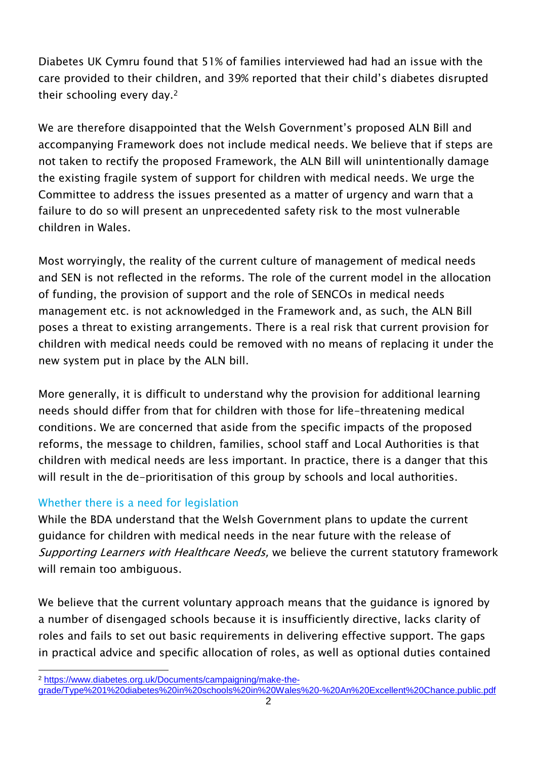Diabetes UK Cymru found that 51% of families interviewed had had an issue with the care provided to their children, and 39% reported that their child's diabetes disrupted their schooling every day.[2]

We are therefore disappointed that the Welsh Government's proposed ALN Bill and accompanying Framework does not include medical needs. We believe that if steps are not taken to rectify the proposed Framework, the ALN Bill will unintentionally damage the existing fragile system of support for children with medical needs. We urge the Committee to address the issues presented as a matter of urgency and warn that a failure to do so will present an unprecedented safety risk to the most vulnerable children in Wales.

Most worryingly, the reality of the current culture of management of medical needs and SEN is not reflected in the reforms. The role of the current model in the allocation of funding, the provision of support and the role of SENCOs in medical needs management etc. is not acknowledged in the Framework and, as such, the ALN Bill poses a threat to existing arrangements. There is a real risk that current provision for children with medical needs could be removed with no means of replacing it under the new system put in place by the ALN bill.

More generally, it is difficult to understand why the provision for additional learning needs should differ from that for children with those for life-threatening medical conditions. We are concerned that aside from the specific impacts of the proposed reforms, the message to children, families, school staff and Local Authorities is that children with medical needs are less important. In practice, there is a danger that this will result in the de-prioritisation of this group by schools and local authorities.

### Whether there is a need for legislation

While the BDA understand that the Welsh Government plans to update the current guidance for children with medical needs in the near future with the release of *Supporting Learners with Healthcare Needs,* we believe the current statutory framework will remain too ambiguous.

We believe that the current voluntary approach means that the guidance is ignored by a number of disengaged schools because it is insufficiently directive, lacks clarity of roles and fails to set out basic requirements in delivering effective support. The gaps in practical advice and specific allocation of roles, as well as optional duties contained

---

[2] https://www.diabetes.org.uk/Documents/campaigning/make-the-grade/Type%201%20diabetes%20in%20schools%20in%20Wales%20-%20An%20Excellent%20Chance.public.pdf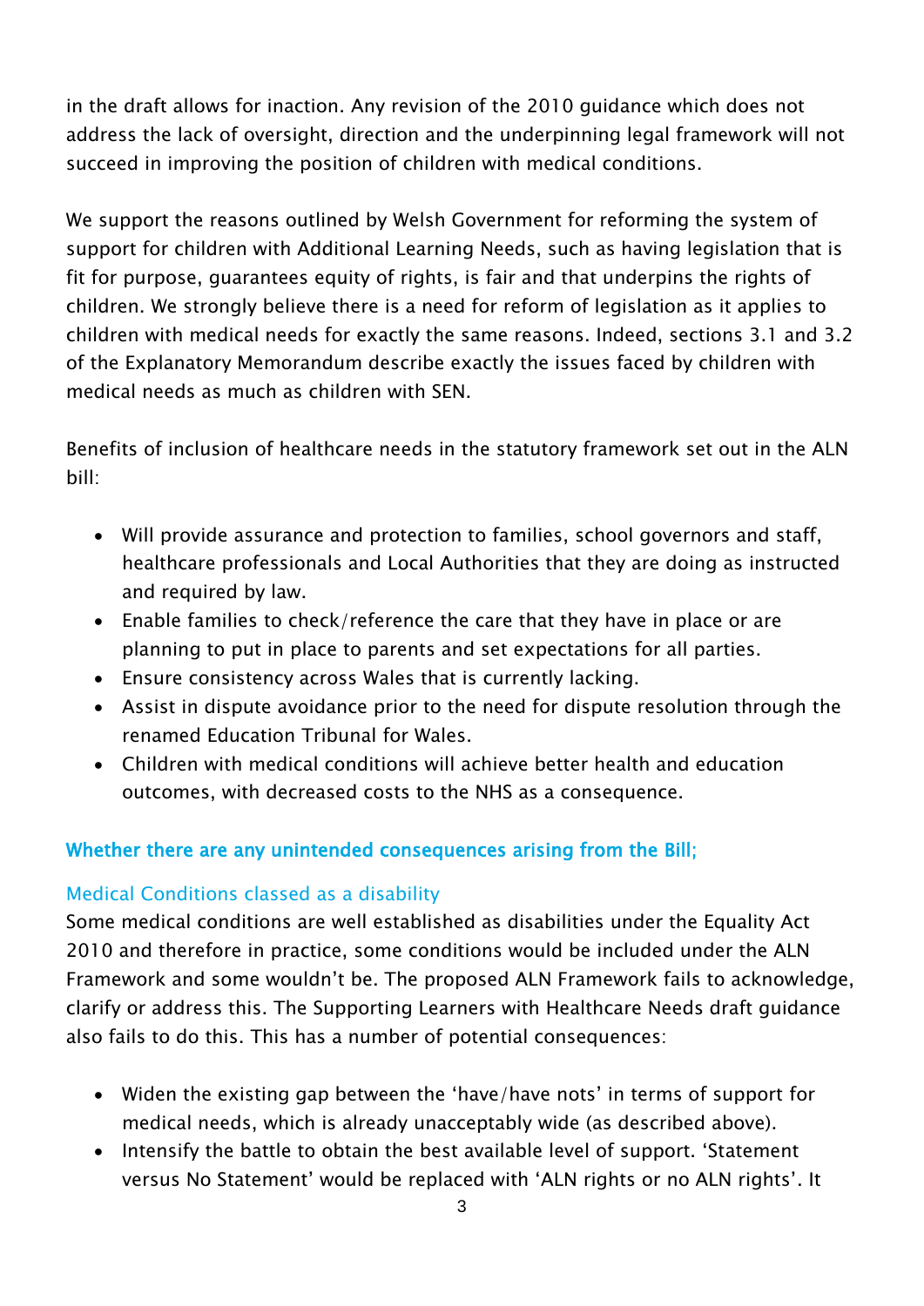in the draft allows for inaction. Any revision of the 2010 guidance which does not address the lack of oversight, direction and the underpinning legal framework will not succeed in improving the position of children with medical conditions.

We support the reasons outlined by Welsh Government for reforming the system of support for children with Additional Learning Needs, such as having legislation that is fit for purpose, guarantees equity of rights, is fair and that underpins the rights of children. We strongly believe there is a need for reform of legislation as it applies to children with medical needs for exactly the same reasons. Indeed, sections 3.1 and 3.2 of the Explanatory Memorandum describe exactly the issues faced by children with medical needs as much as children with SEN.

Benefits of inclusion of healthcare needs in the statutory framework set out in the ALN bill:

- Will provide assurance and protection to families, school governors and staff, healthcare professionals and Local Authorities that they are doing as instructed and required by law.
- Enable families to check/reference the care that they have in place or are planning to put in place to parents and set expectations for all parties.
- Ensure consistency across Wales that is currently lacking.
- Assist in dispute avoidance prior to the need for dispute resolution through the renamed Education Tribunal for Wales.
- Children with medical conditions will achieve better health and education outcomes, with decreased costs to the NHS as a consequence.

## Whether there are any unintended consequences arising from the Bill;

### Medical Conditions classed as a disability

Some medical conditions are well established as disabilities under the Equality Act 2010 and therefore in practice, some conditions would be included under the ALN Framework and some wouldn't be. The proposed ALN Framework fails to acknowledge, clarify or address this. The Supporting Learners with Healthcare Needs draft guidance also fails to do this. This has a number of potential consequences:

- Widen the existing gap between the 'have/have nots' in terms of support for medical needs, which is already unacceptably wide (as described above).
- Intensify the battle to obtain the best available level of support. 'Statement versus No Statement' would be replaced with 'ALN rights or no ALN rights'. It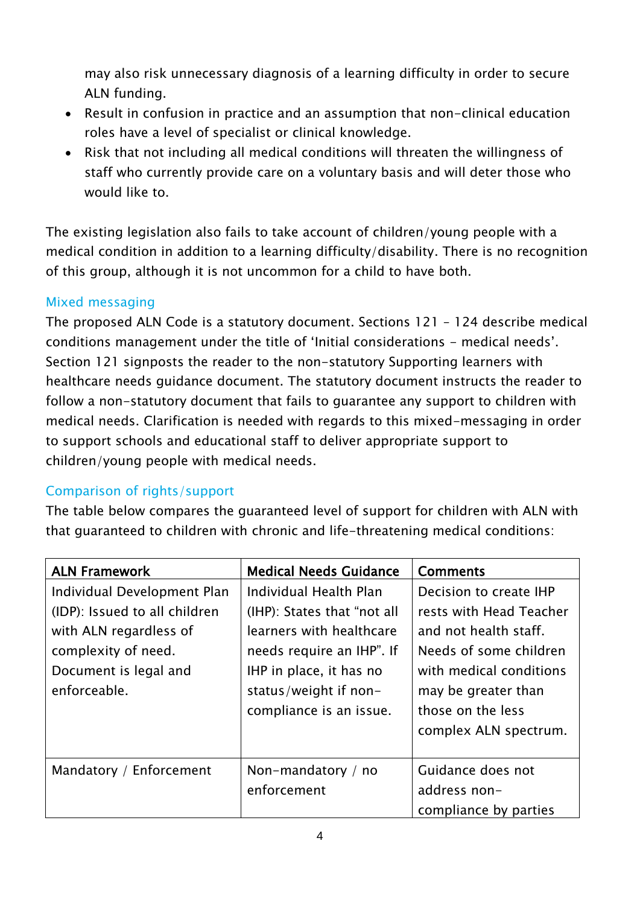may also risk unnecessary diagnosis of a learning difficulty in order to secure ALN funding.

- Result in confusion in practice and an assumption that non-clinical education roles have a level of specialist or clinical knowledge.
- Risk that not including all medical conditions will threaten the willingness of staff who currently provide care on a voluntary basis and will deter those who would like to.

The existing legislation also fails to take account of children/young people with a medical condition in addition to a learning difficulty/disability. There is no recognition of this group, although it is not uncommon for a child to have both.

### Mixed messaging

The proposed ALN Code is a statutory document. Sections 121 – 124 describe medical conditions management under the title of 'Initial considerations – medical needs'. Section 121 signposts the reader to the non-statutory Supporting learners with healthcare needs guidance document. The statutory document instructs the reader to follow a non-statutory document that fails to guarantee any support to children with medical needs. Clarification is needed with regards to this mixed-messaging in order to support schools and educational staff to deliver appropriate support to children/young people with medical needs.

### Comparison of rights/support

The table below compares the guaranteed level of support for children with ALN with that guaranteed to children with chronic and life-threatening medical conditions:

| **ALN Framework** | **Medical Needs Guidance** | **Comments** |
|---|---|---|
| Individual Development Plan (IDP): Issued to all children with ALN regardless of complexity of need. Document is legal and enforceable. | Individual Health Plan (IHP): States that "not all learners with healthcare needs require an IHP". If IHP in place, it has no status/weight if non-compliance is an issue. | Decision to create IHP rests with Head Teacher and not health staff. Needs of some children with medical conditions may be greater than those on the less complex ALN spectrum. |
| Mandatory / Enforcement | Non-mandatory / no enforcement | Guidance does not address non-compliance by parties |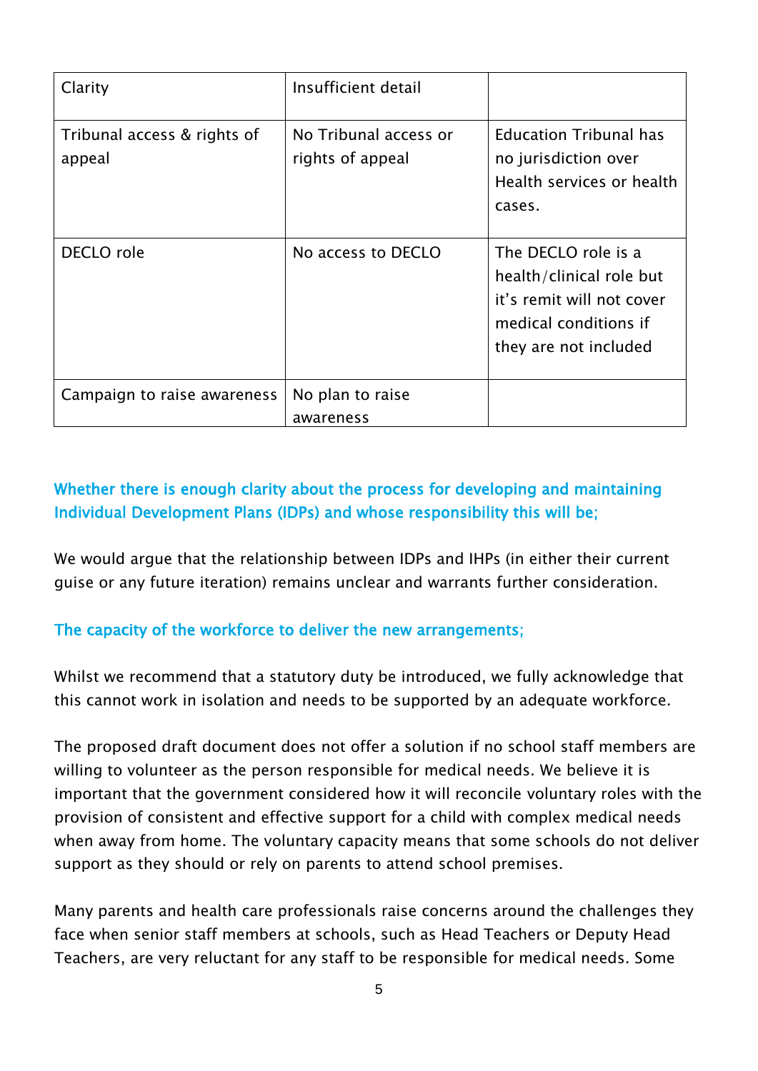| Clarity | Insufficient detail | |
|---|---|---|
| Tribunal access & rights of appeal | No Tribunal access or rights of appeal | Education Tribunal has no jurisdiction over Health services or health cases. |
| DECLO role | No access to DECLO | The DECLO role is a health/clinical role but it's remit will not cover medical conditions if they are not included |
| Campaign to raise awareness | No plan to raise awareness | |

### Whether there is enough clarity about the process for developing and maintaining Individual Development Plans (IDPs) and whose responsibility this will be;

We would argue that the relationship between IDPs and IHPs (in either their current guise or any future iteration) remains unclear and warrants further consideration.

### The capacity of the workforce to deliver the new arrangements;

Whilst we recommend that a statutory duty be introduced, we fully acknowledge that this cannot work in isolation and needs to be supported by an adequate workforce.

The proposed draft document does not offer a solution if no school staff members are willing to volunteer as the person responsible for medical needs. We believe it is important that the government considered how it will reconcile voluntary roles with the provision of consistent and effective support for a child with complex medical needs when away from home. The voluntary capacity means that some schools do not deliver support as they should or rely on parents to attend school premises.

Many parents and health care professionals raise concerns around the challenges they face when senior staff members at schools, such as Head Teachers or Deputy Head Teachers, are very reluctant for any staff to be responsible for medical needs. Some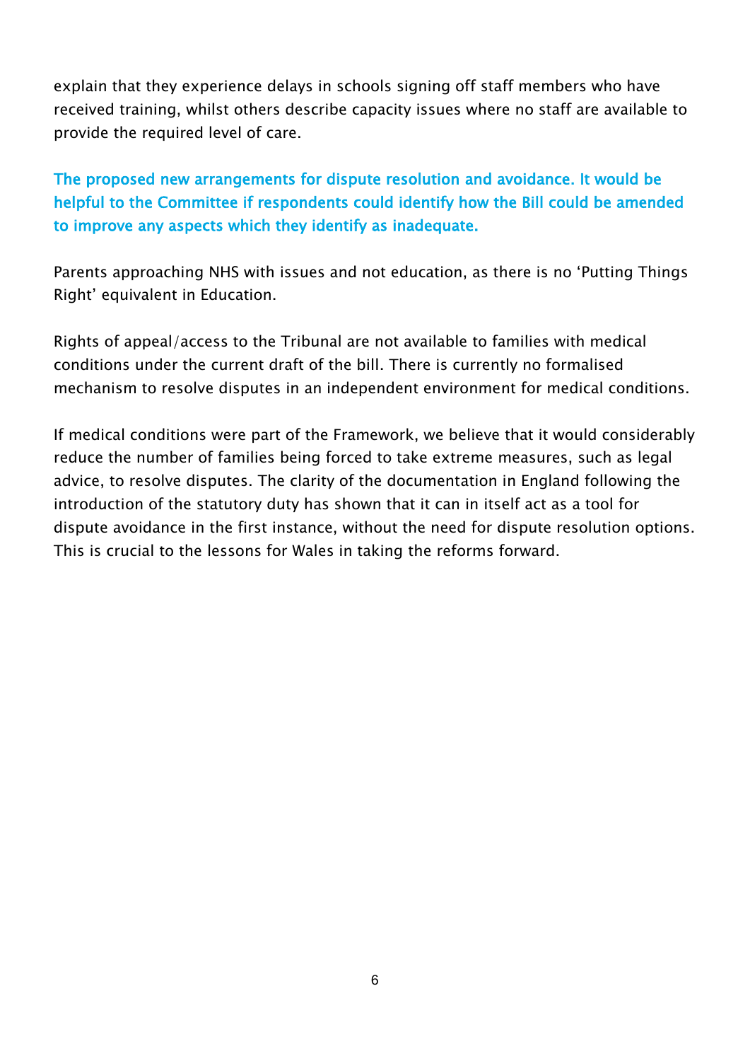explain that they experience delays in schools signing off staff members who have received training, whilst others describe capacity issues where no staff are available to provide the required level of care.

**The proposed new arrangements for dispute resolution and avoidance. It would be helpful to the Committee if respondents could identify how the Bill could be amended to improve any aspects which they identify as inadequate.**

Parents approaching NHS with issues and not education, as there is no 'Putting Things Right' equivalent in Education.

Rights of appeal/access to the Tribunal are not available to families with medical conditions under the current draft of the bill. There is currently no formalised mechanism to resolve disputes in an independent environment for medical conditions.

If medical conditions were part of the Framework, we believe that it would considerably reduce the number of families being forced to take extreme measures, such as legal advice, to resolve disputes. The clarity of the documentation in England following the introduction of the statutory duty has shown that it can in itself act as a tool for dispute avoidance in the first instance, without the need for dispute resolution options. This is crucial to the lessons for Wales in taking the reforms forward.